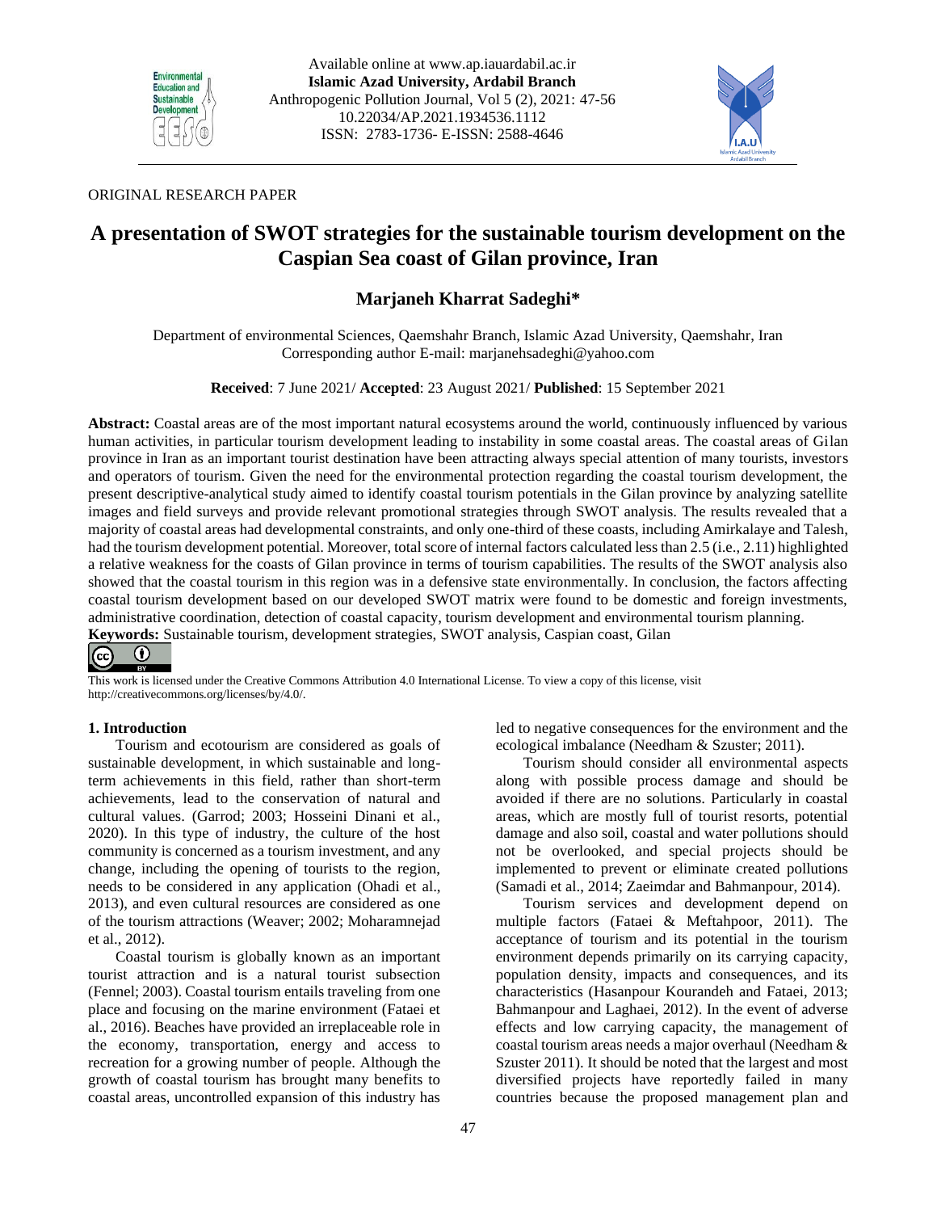ORIGINAL RESEARCH PAPER

# A presentation of SWOT strategies for the sustainable tourism development on the Caspian Sea coast of Gilan province, Iran

**Marjaneh Kharrat Sadeghi***

Department of environmental Sciences, Qaemshahr Branch, Islamic Azad University, Qaemshahr, Iran
Corresponding author E-mail: marjanehsadeghi@yahoo.com

**Received**: 7 June 2021/ **Accepted**: 23 August 2021/ **Published**: 15 September 2021

**Abstract:** Coastal areas are of the most important natural ecosystems around the world, continuously influenced by various human activities, in particular tourism development leading to instability in some coastal areas. The coastal areas of Gilan province in Iran as an important tourist destination have been attracting always special attention of many tourists, investors and operators of tourism. Given the need for the environmental protection regarding the coastal tourism development, the present descriptive-analytical study aimed to identify coastal tourism potentials in the Gilan province by analyzing satellite images and field surveys and provide relevant promotional strategies through SWOT analysis. The results revealed that a majority of coastal areas had developmental constraints, and only one-third of these coasts, including Amirkalaye and Talesh, had the tourism development potential. Moreover, total score of internal factors calculated less than 2.5 (i.e., 2.11) highlighted a relative weakness for the coasts of Gilan province in terms of tourism capabilities. The results of the SWOT analysis also showed that the coastal tourism in this region was in a defensive state environmentally. In conclusion, the factors affecting coastal tourism development based on our developed SWOT matrix were found to be domestic and foreign investments, administrative coordination, detection of coastal capacity, tourism development and environmental tourism planning.

**Keywords:** Sustainable tourism, development strategies, SWOT analysis, Caspian coast, Gilan

This work is licensed under the Creative Commons Attribution 4.0 International License. To view a copy of this license, visit http://creativecommons.org/licenses/by/4.0/.

## 1. Introduction

Tourism and ecotourism are considered as goals of sustainable development, in which sustainable and long-term achievements in this field, rather than short-term achievements, lead to the conservation of natural and cultural values. (Garrod; 2003; Hosseini Dinani et al., 2020). In this type of industry, the culture of the host community is concerned as a tourism investment, and any change, including the opening of tourists to the region, needs to be considered in any application (Ohadi et al., 2013), and even cultural resources are considered as one of the tourism attractions (Weaver; 2002; Moharamnejad et al., 2012).

Coastal tourism is globally known as an important tourist attraction and is a natural tourist subsection (Fennel; 2003). Coastal tourism entails traveling from one place and focusing on the marine environment (Fataei et al., 2016). Beaches have provided an irreplaceable role in the economy, transportation, energy and access to recreation for a growing number of people. Although the growth of coastal tourism has brought many benefits to coastal areas, uncontrolled expansion of this industry has led to negative consequences for the environment and the ecological imbalance (Needham & Szuster; 2011).

Tourism should consider all environmental aspects along with possible process damage and should be avoided if there are no solutions. Particularly in coastal areas, which are mostly full of tourist resorts, potential damage and also soil, coastal and water pollutions should not be overlooked, and special projects should be implemented to prevent or eliminate created pollutions (Samadi et al., 2014; Zaeimdar and Bahmanpour, 2014).

Tourism services and development depend on multiple factors (Fataei & Meftahpoor, 2011). The acceptance of tourism and its potential in the tourism environment depends primarily on its carrying capacity, population density, impacts and consequences, and its characteristics (Hasanpour Kourandeh and Fataei, 2013; Bahmanpour and Laghaei, 2012). In the event of adverse effects and low carrying capacity, the management of coastal tourism areas needs a major overhaul (Needham & Szuster 2011). It should be noted that the largest and most diversified projects have reportedly failed in many countries because the proposed management plan and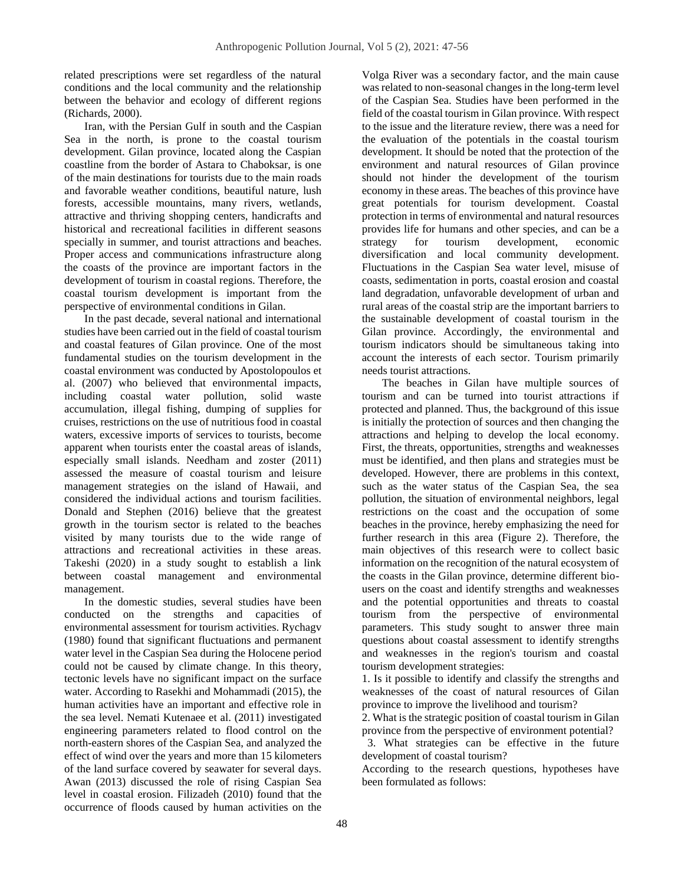related prescriptions were set regardless of the natural conditions and the local community and the relationship between the behavior and ecology of different regions (Richards, 2000).

Iran, with the Persian Gulf in south and the Caspian Sea in the north, is prone to the coastal tourism development. Gilan province, located along the Caspian coastline from the border of Astara to Chaboksar, is one of the main destinations for tourists due to the main roads and favorable weather conditions, beautiful nature, lush forests, accessible mountains, many rivers, wetlands, attractive and thriving shopping centers, handicrafts and historical and recreational facilities in different seasons specially in summer, and tourist attractions and beaches. Proper access and communications infrastructure along the coasts of the province are important factors in the development of tourism in coastal regions. Therefore, the coastal tourism development is important from the perspective of environmental conditions in Gilan.

In the past decade, several national and international studies have been carried out in the field of coastal tourism and coastal features of Gilan province. One of the most fundamental studies on the tourism development in the coastal environment was conducted by Apostolopoulos et al. (2007) who believed that environmental impacts, including coastal water pollution, solid waste accumulation, illegal fishing, dumping of supplies for cruises, restrictions on the use of nutritious food in coastal waters, excessive imports of services to tourists, become apparent when tourists enter the coastal areas of islands, especially small islands. Needham and zoster (2011) assessed the measure of coastal tourism and leisure management strategies on the island of Hawaii, and considered the individual actions and tourism facilities. Donald and Stephen (2016) believe that the greatest growth in the tourism sector is related to the beaches visited by many tourists due to the wide range of attractions and recreational activities in these areas. Takeshi (2020) in a study sought to establish a link between coastal management and environmental management.

In the domestic studies, several studies have been conducted on the strengths and capacities of environmental assessment for tourism activities. Rychagv (1980) found that significant fluctuations and permanent water level in the Caspian Sea during the Holocene period could not be caused by climate change. In this theory, tectonic levels have no significant impact on the surface water. According to Rasekhi and Mohammadi (2015), the human activities have an important and effective role in the sea level. Nemati Kutenaee et al. (2011) investigated engineering parameters related to flood control on the north-eastern shores of the Caspian Sea, and analyzed the effect of wind over the years and more than 15 kilometers of the land surface covered by seawater for several days. Awan (2013) discussed the role of rising Caspian Sea level in coastal erosion. Filizadeh (2010) found that the occurrence of floods caused by human activities on the Volga River was a secondary factor, and the main cause was related to non-seasonal changes in the long-term level of the Caspian Sea. Studies have been performed in the field of the coastal tourism in Gilan province. With respect to the issue and the literature review, there was a need for the evaluation of the potentials in the coastal tourism development. It should be noted that the protection of the environment and natural resources of Gilan province should not hinder the development of the tourism economy in these areas. The beaches of this province have great potentials for tourism development. Coastal protection in terms of environmental and natural resources provides life for humans and other species, and can be a strategy for tourism development, economic diversification and local community development. Fluctuations in the Caspian Sea water level, misuse of coasts, sedimentation in ports, coastal erosion and coastal land degradation, unfavorable development of urban and rural areas of the coastal strip are the important barriers to the sustainable development of coastal tourism in the Gilan province. Accordingly, the environmental and tourism indicators should be simultaneous taking into account the interests of each sector. Tourism primarily needs tourist attractions.

The beaches in Gilan have multiple sources of tourism and can be turned into tourist attractions if protected and planned. Thus, the background of this issue is initially the protection of sources and then changing the attractions and helping to develop the local economy. First, the threats, opportunities, strengths and weaknesses must be identified, and then plans and strategies must be developed. However, there are problems in this context, such as the water status of the Caspian Sea, the sea pollution, the situation of environmental neighbors, legal restrictions on the coast and the occupation of some beaches in the province, hereby emphasizing the need for further research in this area (Figure 2). Therefore, the main objectives of this research were to collect basic information on the recognition of the natural ecosystem of the coasts in the Gilan province, determine different bio-users on the coast and identify strengths and weaknesses and the potential opportunities and threats to coastal tourism from the perspective of environmental parameters. This study sought to answer three main questions about coastal assessment to identify strengths and weaknesses in the region's tourism and coastal tourism development strategies:

1. Is it possible to identify and classify the strengths and weaknesses of the coast of natural resources of Gilan province to improve the livelihood and tourism?
2. What is the strategic position of coastal tourism in Gilan province from the perspective of environment potential?
3. What strategies can be effective in the future development of coastal tourism?

According to the research questions, hypotheses have been formulated as follows: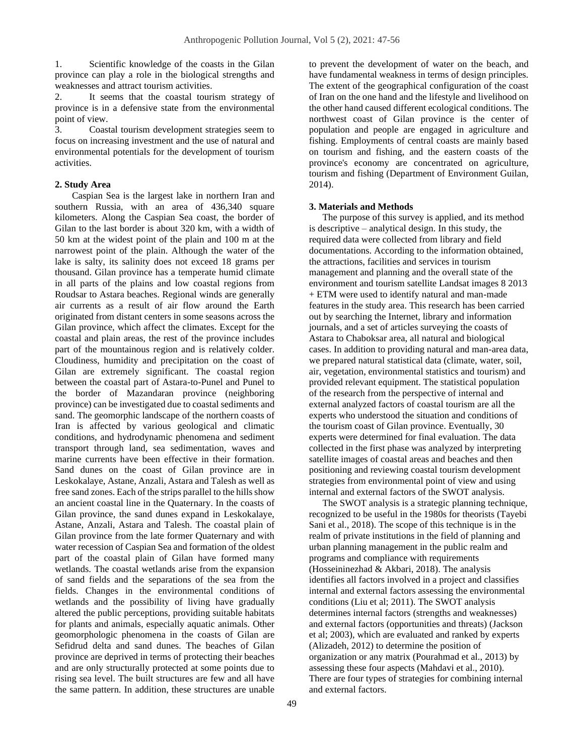1. Scientific knowledge of the coasts in the Gilan province can play a role in the biological strengths and weaknesses and attract tourism activities.
2. It seems that the coastal tourism strategy of province is in a defensive state from the environmental point of view.
3. Coastal tourism development strategies seem to focus on increasing investment and the use of natural and environmental potentials for the development of tourism activities.

**2. Study Area**

Caspian Sea is the largest lake in northern Iran and southern Russia, with an area of 436,340 square kilometers. Along the Caspian Sea coast, the border of Gilan to the last border is about 320 km, with a width of 50 km at the widest point of the plain and 100 m at the narrowest point of the plain. Although the water of the lake is salty, its salinity does not exceed 18 grams per thousand. Gilan province has a temperate humid climate in all parts of the plains and low coastal regions from Roudsar to Astara beaches. Regional winds are generally air currents as a result of air flow around the Earth originated from distant centers in some seasons across the Gilan province, which affect the climates. Except for the coastal and plain areas, the rest of the province includes part of the mountainous region and is relatively colder. Cloudiness, humidity and precipitation on the coast of Gilan are extremely significant. The coastal region between the coastal part of Astara-to-Punel and Punel to the border of Mazandaran province (neighboring province) can be investigated due to coastal sediments and sand. The geomorphic landscape of the northern coasts of Iran is affected by various geological and climatic conditions, and hydrodynamic phenomena and sediment transport through land, sea sedimentation, waves and marine currents have been effective in their formation. Sand dunes on the coast of Gilan province are in Leskokalaye, Astane, Anzali, Astara and Talesh as well as free sand zones. Each of the strips parallel to the hills show an ancient coastal line in the Quaternary. In the coasts of Gilan province, the sand dunes expand in Leskokalaye, Astane, Anzali, Astara and Talesh. The coastal plain of Gilan province from the late former Quaternary and with water recession of Caspian Sea and formation of the oldest part of the coastal plain of Gilan have formed many wetlands. The coastal wetlands arise from the expansion of sand fields and the separations of the sea from the fields. Changes in the environmental conditions of wetlands and the possibility of living have gradually altered the public perceptions, providing suitable habitats for plants and animals, especially aquatic animals. Other geomorphologic phenomena in the coasts of Gilan are Sefidrud delta and sand dunes. The beaches of Gilan province are deprived in terms of protecting their beaches and are only structurally protected at some points due to rising sea level. The built structures are few and all have the same pattern. In addition, these structures are unable to prevent the development of water on the beach, and have fundamental weakness in terms of design principles. The extent of the geographical configuration of the coast of Iran on the one hand and the lifestyle and livelihood on the other hand caused different ecological conditions. The northwest coast of Gilan province is the center of population and people are engaged in agriculture and fishing. Employments of central coasts are mainly based on tourism and fishing, and the eastern coasts of the province's economy are concentrated on agriculture, tourism and fishing (Department of Environment Guilan, 2014).

**3. Materials and Methods**

The purpose of this survey is applied, and its method is descriptive – analytical design. In this study, the required data were collected from library and field documentations. According to the information obtained, the attractions, facilities and services in tourism management and planning and the overall state of the environment and tourism satellite Landsat images 8 2013 + ETM were used to identify natural and man-made features in the study area. This research has been carried out by searching the Internet, library and information journals, and a set of articles surveying the coasts of Astara to Chaboksar area, all natural and biological cases. In addition to providing natural and man-area data, we prepared natural statistical data (climate, water, soil, air, vegetation, environmental statistics and tourism) and provided relevant equipment. The statistical population of the research from the perspective of internal and external analyzed factors of coastal tourism are all the experts who understood the situation and conditions of the tourism coast of Gilan province. Eventually, 30 experts were determined for final evaluation. The data collected in the first phase was analyzed by interpreting satellite images of coastal areas and beaches and then positioning and reviewing coastal tourism development strategies from environmental point of view and using internal and external factors of the SWOT analysis.

The SWOT analysis is a strategic planning technique, recognized to be useful in the 1980s for theorists (Tayebi Sani et al., 2018). The scope of this technique is in the realm of private institutions in the field of planning and urban planning management in the public realm and programs and compliance with requirements (Hosseininezhad & Akbari, 2018). The analysis identifies all factors involved in a project and classifies internal and external factors assessing the environmental conditions (Liu et al; 2011). The SWOT analysis determines internal factors (strengths and weaknesses) and external factors (opportunities and threats) (Jackson et al; 2003), which are evaluated and ranked by experts (Alizadeh, 2012) to determine the position of organization or any matrix (Pourahmad et al., 2013) by assessing these four aspects (Mahdavi et al., 2010). There are four types of strategies for combining internal and external factors.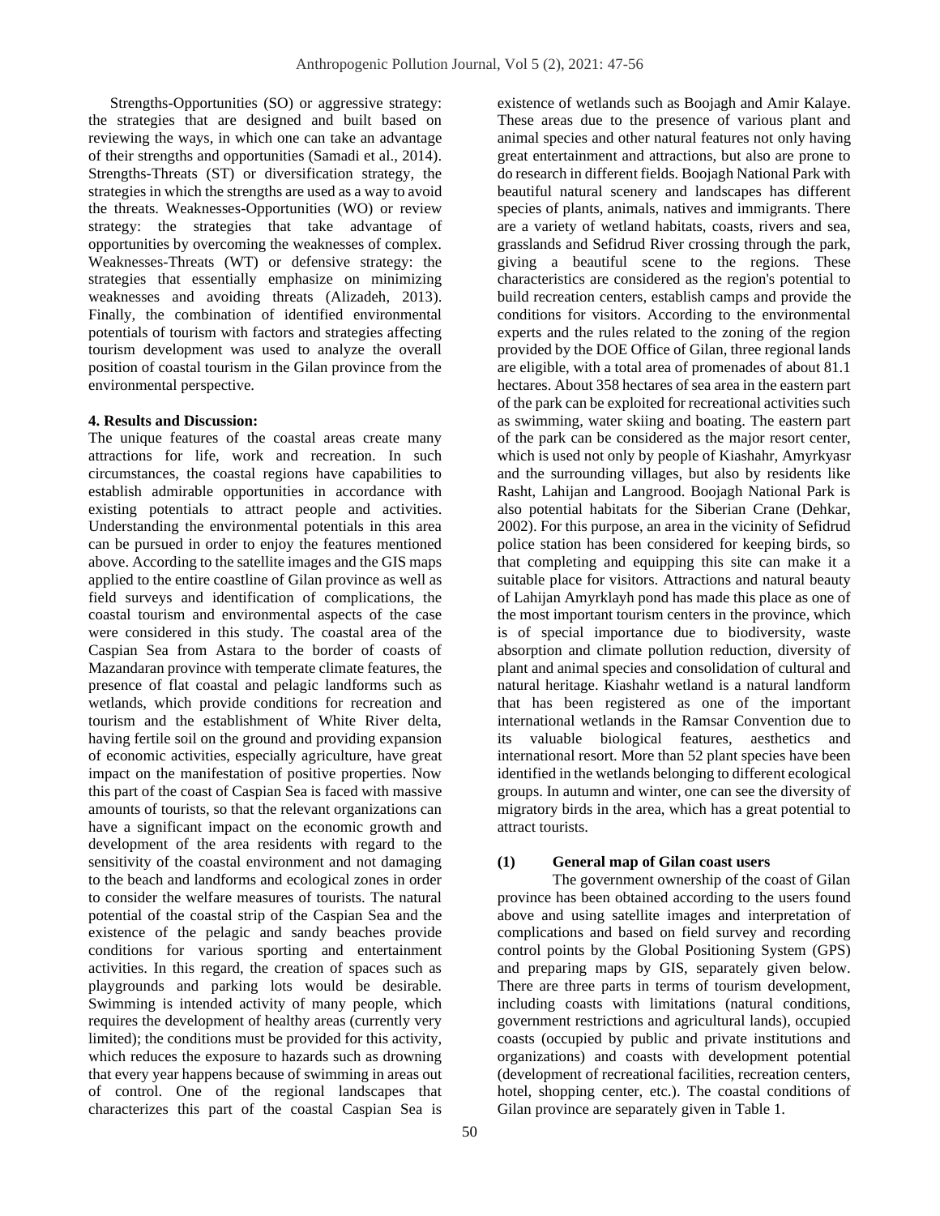Strengths-Opportunities (SO) or aggressive strategy: the strategies that are designed and built based on reviewing the ways, in which one can take an advantage of their strengths and opportunities (Samadi et al., 2014). Strengths-Threats (ST) or diversification strategy, the strategies in which the strengths are used as a way to avoid the threats. Weaknesses-Opportunities (WO) or review strategy: the strategies that take advantage of opportunities by overcoming the weaknesses of complex. Weaknesses-Threats (WT) or defensive strategy: the strategies that essentially emphasize on minimizing weaknesses and avoiding threats (Alizadeh, 2013). Finally, the combination of identified environmental potentials of tourism with factors and strategies affecting tourism development was used to analyze the overall position of coastal tourism in the Gilan province from the environmental perspective.

**4. Results and Discussion:**

The unique features of the coastal areas create many attractions for life, work and recreation. In such circumstances, the coastal regions have capabilities to establish admirable opportunities in accordance with existing potentials to attract people and activities. Understanding the environmental potentials in this area can be pursued in order to enjoy the features mentioned above. According to the satellite images and the GIS maps applied to the entire coastline of Gilan province as well as field surveys and identification of complications, the coastal tourism and environmental aspects of the case were considered in this study. The coastal area of the Caspian Sea from Astara to the border of coasts of Mazandaran province with temperate climate features, the presence of flat coastal and pelagic landforms such as wetlands, which provide conditions for recreation and tourism and the establishment of White River delta, having fertile soil on the ground and providing expansion of economic activities, especially agriculture, have great impact on the manifestation of positive properties. Now this part of the coast of Caspian Sea is faced with massive amounts of tourists, so that the relevant organizations can have a significant impact on the economic growth and development of the area residents with regard to the sensitivity of the coastal environment and not damaging to the beach and landforms and ecological zones in order to consider the welfare measures of tourists. The natural potential of the coastal strip of the Caspian Sea and the existence of the pelagic and sandy beaches provide conditions for various sporting and entertainment activities. In this regard, the creation of spaces such as playgrounds and parking lots would be desirable. Swimming is intended activity of many people, which requires the development of healthy areas (currently very limited); the conditions must be provided for this activity, which reduces the exposure to hazards such as drowning that every year happens because of swimming in areas out of control. One of the regional landscapes that characterizes this part of the coastal Caspian Sea is existence of wetlands such as Boojagh and Amir Kalaye. These areas due to the presence of various plant and animal species and other natural features not only having great entertainment and attractions, but also are prone to do research in different fields. Boojagh National Park with beautiful natural scenery and landscapes has different species of plants, animals, natives and immigrants. There are a variety of wetland habitats, coasts, rivers and sea, grasslands and Sefidrud River crossing through the park, giving a beautiful scene to the regions. These characteristics are considered as the region's potential to build recreation centers, establish camps and provide the conditions for visitors. According to the environmental experts and the rules related to the zoning of the region provided by the DOE Office of Gilan, three regional lands are eligible, with a total area of promenades of about 81.1 hectares. About 358 hectares of sea area in the eastern part of the park can be exploited for recreational activities such as swimming, water skiing and boating. The eastern part of the park can be considered as the major resort center, which is used not only by people of Kiashahr, Amyrkyasr and the surrounding villages, but also by residents like Rasht, Lahijan and Langrood. Boojagh National Park is also potential habitats for the Siberian Crane (Dehkar, 2002). For this purpose, an area in the vicinity of Sefidrud police station has been considered for keeping birds, so that completing and equipping this site can make it a suitable place for visitors. Attractions and natural beauty of Lahijan Amyrklayh pond has made this place as one of the most important tourism centers in the province, which is of special importance due to biodiversity, waste absorption and climate pollution reduction, diversity of plant and animal species and consolidation of cultural and natural heritage. Kiashahr wetland is a natural landform that has been registered as one of the important international wetlands in the Ramsar Convention due to its valuable biological features, aesthetics and international resort. More than 52 plant species have been identified in the wetlands belonging to different ecological groups. In autumn and winter, one can see the diversity of migratory birds in the area, which has a great potential to attract tourists.

**(1) General map of Gilan coast users**

The government ownership of the coast of Gilan province has been obtained according to the users found above and using satellite images and interpretation of complications and based on field survey and recording control points by the Global Positioning System (GPS) and preparing maps by GIS, separately given below. There are three parts in terms of tourism development, including coasts with limitations (natural conditions, government restrictions and agricultural lands), occupied coasts (occupied by public and private institutions and organizations) and coasts with development potential (development of recreational facilities, recreation centers, hotel, shopping center, etc.). The coastal conditions of Gilan province are separately given in Table 1.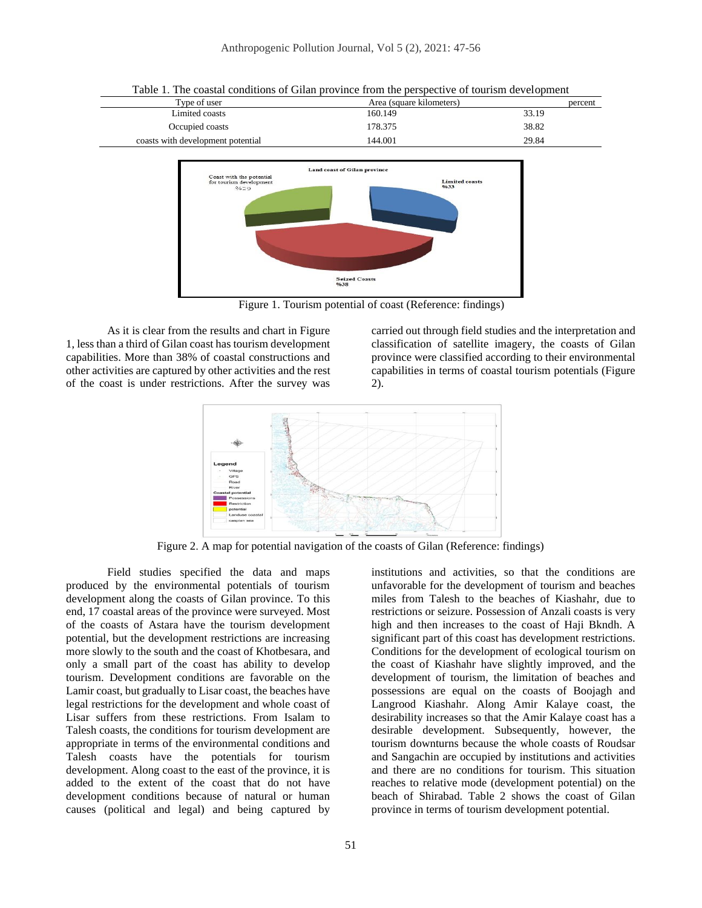Table 1. The coastal conditions of Gilan province from the perspective of tourism development

| Type of user | Area (square kilometers) | percent |
|---|---|---|
| Limited coasts | 160.149 | 33.19 |
| Occupied coasts | 178.375 | 38.82 |
| coasts with development potential | 144.001 | 29.84 |

Figure 1. Tourism potential of coast (Reference: findings)

As it is clear from the results and chart in Figure 1, less than a third of Gilan coast has tourism development capabilities. More than 38% of coastal constructions and other activities are captured by other activities and the rest of the coast is under restrictions. After the survey was carried out through field studies and the interpretation and classification of satellite imagery, the coasts of Gilan province were classified according to their environmental capabilities in terms of coastal tourism potentials (Figure 2).

Figure 2. A map for potential navigation of the coasts of Gilan (Reference: findings)

Field studies specified the data and maps produced by the environmental potentials of tourism development along the coasts of Gilan province. To this end, 17 coastal areas of the province were surveyed. Most of the coasts of Astara have the tourism development potential, but the development restrictions are increasing more slowly to the south and the coast of Khotbesara, and only a small part of the coast has ability to develop tourism. Development conditions are favorable on the Lamir coast, but gradually to Lisar coast, the beaches have legal restrictions for the development and whole coast of Lisar suffers from these restrictions. From Isalam to Talesh coasts, the conditions for tourism development are appropriate in terms of the environmental conditions and Talesh coasts have the potentials for tourism development. Along coast to the east of the province, it is added to the extent of the coast that do not have development conditions because of natural or human causes (political and legal) and being captured by institutions and activities, so that the conditions are unfavorable for the development of tourism and beaches miles from Talesh to the beaches of Kiashahr, due to restrictions or seizure. Possession of Anzali coasts is very high and then increases to the coast of Haji Bkndh. A significant part of this coast has development restrictions. Conditions for the development of ecological tourism on the coast of Kiashahr have slightly improved, and the development of tourism, the limitation of beaches and possessions are equal on the coasts of Boojagh and Langrood Kiashahr. Along Amir Kalaye coast, the desirability increases so that the Amir Kalaye coast has a desirable development. Subsequently, however, the tourism downturns because the whole coasts of Roudsar and Sangachin are occupied by institutions and activities and there are no conditions for tourism. This situation reaches to relative mode (development potential) on the beach of Shirabad. Table 2 shows the coast of Gilan province in terms of tourism development potential.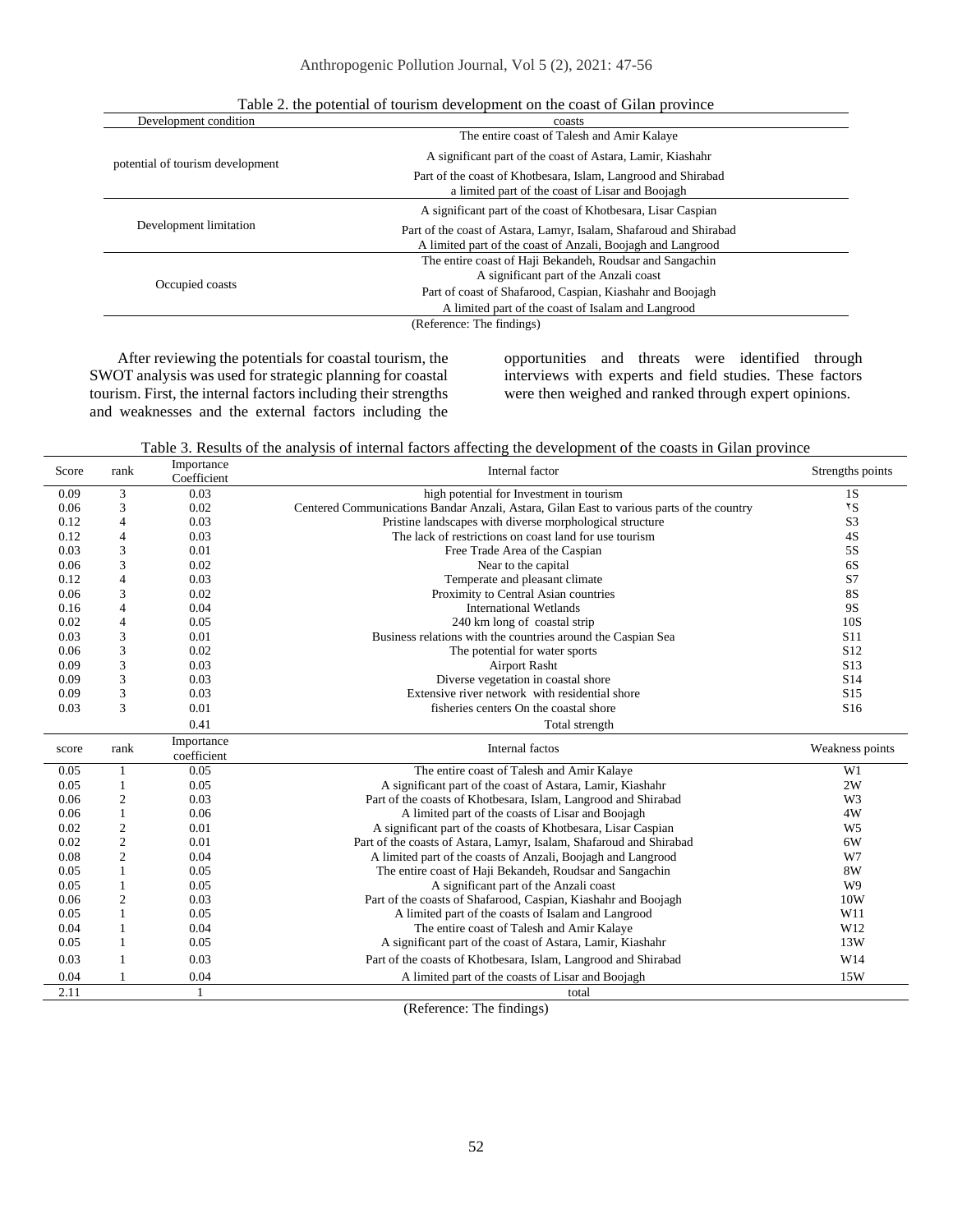Table 2. the potential of tourism development on the coast of Gilan province

| Development condition | coasts |
|---|---|
| potential of tourism development | The entire coast of Talesh and Amir Kalaye |
| | A significant part of the coast of Astara, Lamir, Kiashahr |
| | Part of the coast of Khotbesara, Islam, Langrood and Shirabad |
| | a limited part of the coast of Lisar and Boojagh |
| Development limitation | A significant part of the coast of Khotbesara, Lisar Caspian |
| | Part of the coast of Astara, Lamyr, Isalam, Shafaroud and Shirabad |
| | A limited part of the coast of Anzali, Boojagh and Langrood |
| Occupied coasts | The entire coast of Haji Bekandeh, Roudsar and Sangachin |
| | A significant part of the Anzali coast |
| | Part of coast of Shafarood, Caspian, Kiashahr and Boojagh |
| | A limited part of the coast of Isalam and Langrood |

(Reference: The findings)

After reviewing the potentials for coastal tourism, the SWOT analysis was used for strategic planning for coastal tourism. First, the internal factors including their strengths and weaknesses and the external factors including the opportunities and threats were identified through interviews with experts and field studies. These factors were then weighed and ranked through expert opinions.

Table 3. Results of the analysis of internal factors affecting the development of the coasts in Gilan province

| Score | rank | Importance Coefficient | Internal factor | Strengths points |
|---|---|---|---|---|
| 0.09 | 3 | 0.03 | high potential for Investment in tourism | 1S |
| 0.06 | 3 | 0.02 | Centered Communications Bandar Anzali, Astara, Gilan East to various parts of the country | ٢S |
| 0.12 | 4 | 0.03 | Pristine landscapes with diverse morphological structure | S3 |
| 0.12 | 4 | 0.03 | The lack of restrictions on coast land for use tourism | 4S |
| 0.03 | 3 | 0.01 | Free Trade Area of the Caspian | 5S |
| 0.06 | 3 | 0.02 | Near to the capital | 6S |
| 0.12 | 4 | 0.03 | Temperate and pleasant climate | S7 |
| 0.06 | 3 | 0.02 | Proximity to Central Asian countries | 8S |
| 0.16 | 4 | 0.04 | International Wetlands | 9S |
| 0.02 | 4 | 0.05 | 240 km long of coastal strip | 10S |
| 0.03 | 3 | 0.01 | Business relations with the countries around the Caspian Sea | S11 |
| 0.06 | 3 | 0.02 | The potential for water sports | S12 |
| 0.09 | 3 | 0.03 | Airport Rasht | S13 |
| 0.09 | 3 | 0.03 | Diverse vegetation in coastal shore | S14 |
| 0.09 | 3 | 0.03 | Extensive river network with residential shore | S15 |
| 0.03 | 3 | 0.01 | fisheries centers On the coastal shore | S16 |
| | | 0.41 | Total strength | |
| score | rank | Importance coefficient | Internal factos | Weakness points |
| 0.05 | 1 | 0.05 | The entire coast of Talesh and Amir Kalaye | W1 |
| 0.05 | 1 | 0.05 | A significant part of the coast of Astara, Lamir, Kiashahr | 2W |
| 0.06 | 2 | 0.03 | Part of the coasts of Khotbesara, Islam, Langrood and Shirabad | W3 |
| 0.06 | 1 | 0.06 | A limited part of the coasts of Lisar and Boojagh | 4W |
| 0.02 | 2 | 0.01 | A significant part of the coasts of Khotbesara, Lisar Caspian | W5 |
| 0.02 | 2 | 0.01 | Part of the coasts of Astara, Lamyr, Isalam, Shafaroud and Shirabad | 6W |
| 0.08 | 2 | 0.04 | A limited part of the coasts of Anzali, Boojagh and Langrood | W7 |
| 0.05 | 1 | 0.05 | The entire coast of Haji Bekandeh, Roudsar and Sangachin | 8W |
| 0.05 | 1 | 0.05 | A significant part of the Anzali coast | W9 |
| 0.06 | 2 | 0.03 | Part of the coasts of Shafarood, Caspian, Kiashahr and Boojagh | 10W |
| 0.05 | 1 | 0.05 | A limited part of the coasts of Isalam and Langrood | W11 |
| 0.04 | 1 | 0.04 | The entire coast of Talesh and Amir Kalaye | W12 |
| 0.05 | 1 | 0.05 | A significant part of the coast of Astara, Lamir, Kiashahr | 13W |
| 0.03 | 1 | 0.03 | Part of the coasts of Khotbesara, Islam, Langrood and Shirabad | W14 |
| 0.04 | 1 | 0.04 | A limited part of the coasts of Lisar and Boojagh | 15W |
| 2.11 | | 1 | total | |

(Reference: The findings)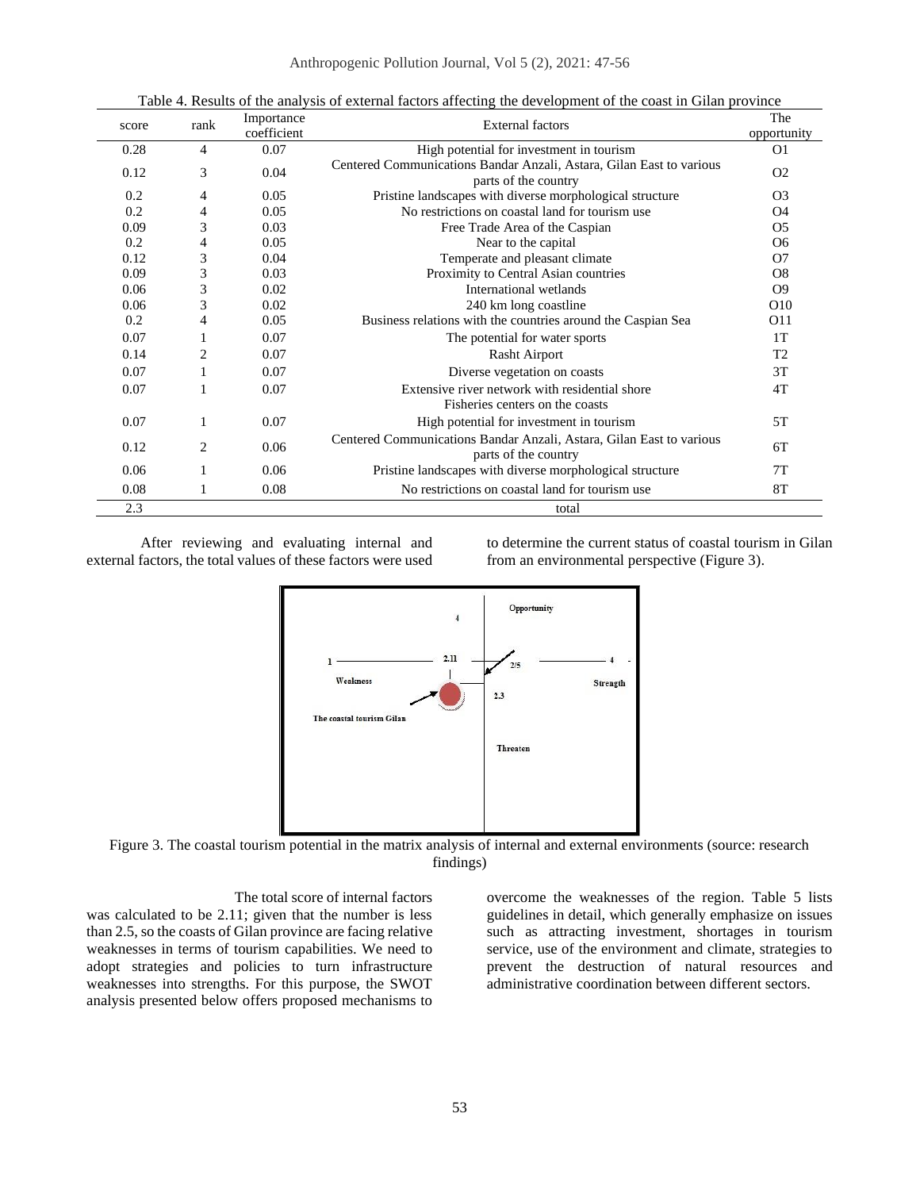Table 4. Results of the analysis of external factors affecting the development of the coast in Gilan province

| score | rank | Importance coefficient | External factors | The opportunity |
|---|---|---|---|---|
| 0.28 | 4 | 0.07 | High potential for investment in tourism | O1 |
| 0.12 | 3 | 0.04 | Centered Communications Bandar Anzali, Astara, Gilan East to various parts of the country | O2 |
| 0.2 | 4 | 0.05 | Pristine landscapes with diverse morphological structure | O3 |
| 0.2 | 4 | 0.05 | No restrictions on coastal land for tourism use | O4 |
| 0.09 | 3 | 0.03 | Free Trade Area of the Caspian | O5 |
| 0.2 | 4 | 0.05 | Near to the capital | O6 |
| 0.12 | 3 | 0.04 | Temperate and pleasant climate | O7 |
| 0.09 | 3 | 0.03 | Proximity to Central Asian countries | O8 |
| 0.06 | 3 | 0.02 | International wetlands | O9 |
| 0.06 | 3 | 0.02 | 240 km long coastline | O10 |
| 0.2 | 4 | 0.05 | Business relations with the countries around the Caspian Sea | O11 |
| 0.07 | 1 | 0.07 | The potential for water sports | 1T |
| 0.14 | 2 | 0.07 | Rasht Airport | T2 |
| 0.07 | 1 | 0.07 | Diverse vegetation on coasts | 3T |
| 0.07 | 1 | 0.07 | Extensive river network with residential shore Fisheries centers on the coasts | 4T |
| 0.07 | 1 | 0.07 | High potential for investment in tourism | 5T |
| 0.12 | 2 | 0.06 | Centered Communications Bandar Anzali, Astara, Gilan East to various parts of the country | 6T |
| 0.06 | 1 | 0.06 | Pristine landscapes with diverse morphological structure | 7T |
| 0.08 | 1 | 0.08 | No restrictions on coastal land for tourism use | 8T |
| 2.3 | | | total | |

After reviewing and evaluating internal and external factors, the total values of these factors were used to determine the current status of coastal tourism in Gilan from an environmental perspective (Figure 3).

Figure 3. The coastal tourism potential in the matrix analysis of internal and external environments (source: research findings)

The total score of internal factors was calculated to be 2.11; given that the number is less than 2.5, so the coasts of Gilan province are facing relative weaknesses in terms of tourism capabilities. We need to adopt strategies and policies to turn infrastructure weaknesses into strengths. For this purpose, the SWOT analysis presented below offers proposed mechanisms to overcome the weaknesses of the region. Table 5 lists guidelines in detail, which generally emphasize on issues such as attracting investment, shortages in tourism service, use of the environment and climate, strategies to prevent the destruction of natural resources and administrative coordination between different sectors.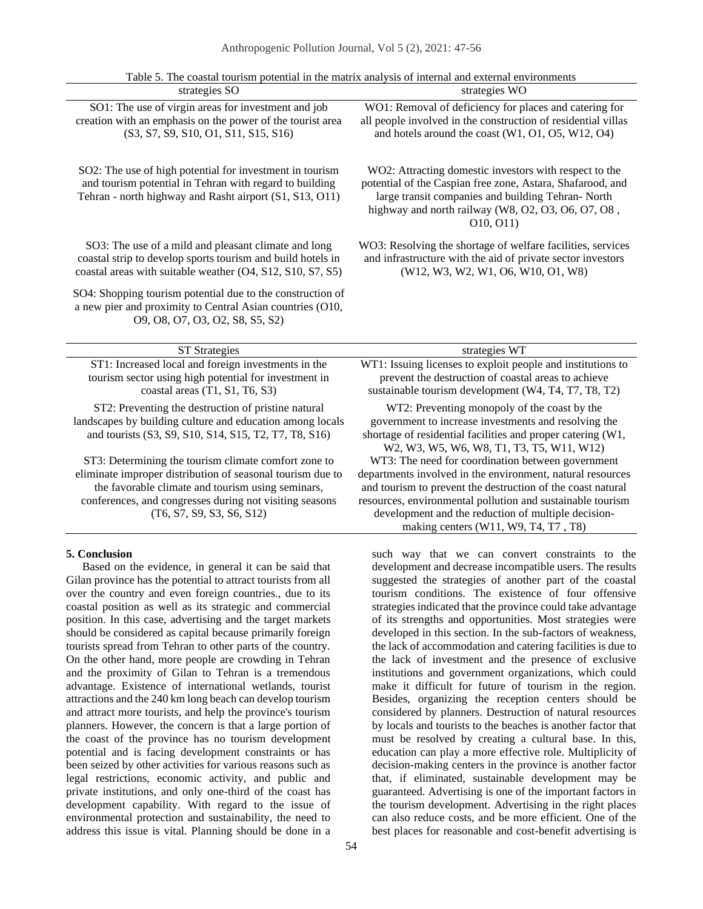Table 5. The coastal tourism potential in the matrix analysis of internal and external environments

| strategies SO | strategies WO |
|---|---|
| SO1: The use of virgin areas for investment and job creation with an emphasis on the power of the tourist area (S3, S7, S9, S10, O1, S11, S15, S16) | WO1: Removal of deficiency for places and catering for all people involved in the construction of residential villas and hotels around the coast (W1, O1, O5, W12, O4) |
| SO2: The use of high potential for investment in tourism and tourism potential in Tehran with regard to building Tehran - north highway and Rasht airport (S1, S13, O11) | WO2: Attracting domestic investors with respect to the potential of the Caspian free zone, Astara, Shafarood, and large transit companies and building Tehran- North highway and north railway (W8, O2, O3, O6, O7, O8 , O10, O11) |
| SO3: The use of a mild and pleasant climate and long coastal strip to develop sports tourism and build hotels in coastal areas with suitable weather (O4, S12, S10, S7, S5) | WO3: Resolving the shortage of welfare facilities, services and infrastructure with the aid of private sector investors (W12, W3, W2, W1, O6, W10, O1, W8) |
| SO4: Shopping tourism potential due to the construction of a new pier and proximity to Central Asian countries (O10, O9, O8, O7, O3, O2, S8, S5, S2) | |
| **ST Strategies** | **strategies WT** |
| ST1: Increased local and foreign investments in the tourism sector using high potential for investment in coastal areas (T1, S1, T6, S3) | WT1: Issuing licenses to exploit people and institutions to prevent the destruction of coastal areas to achieve sustainable tourism development (W4, T4, T7, T8, T2) |
| ST2: Preventing the destruction of pristine natural landscapes by building culture and education among locals and tourists (S3, S9, S10, S14, S15, T2, T7, T8, S16) | WT2: Preventing monopoly of the coast by the government to increase investments and resolving the shortage of residential facilities and proper catering (W1, W2, W3, W5, W6, W8, T1, T3, T5, W11, W12) |
| ST3: Determining the tourism climate comfort zone to eliminate improper distribution of seasonal tourism due to the favorable climate and tourism using seminars, conferences, and congresses during not visiting seasons (T6, S7, S9, S3, S6, S12) | WT3: The need for coordination between government departments involved in the environment, natural resources and tourism to prevent the destruction of the coast natural resources, environmental pollution and sustainable tourism development and the reduction of multiple decision-making centers (W11, W9, T4, T7 , T8) |

## 5. Conclusion

Based on the evidence, in general it can be said that Gilan province has the potential to attract tourists from all over the country and even foreign countries., due to its coastal position as well as its strategic and commercial position. In this case, advertising and the target markets should be considered as capital because primarily foreign tourists spread from Tehran to other parts of the country. On the other hand, more people are crowding in Tehran and the proximity of Gilan to Tehran is a tremendous advantage. Existence of international wetlands, tourist attractions and the 240 km long beach can develop tourism and attract more tourists, and help the province's tourism planners. However, the concern is that a large portion of the coast of the province has no tourism development potential and is facing development constraints or has been seized by other activities for various reasons such as legal restrictions, economic activity, and public and private institutions, and only one-third of the coast has development capability. With regard to the issue of environmental protection and sustainability, the need to address this issue is vital. Planning should be done in a such way that we can convert constraints to the development and decrease incompatible users. The results suggested the strategies of another part of the coastal tourism conditions. The existence of four offensive strategies indicated that the province could take advantage of its strengths and opportunities. Most strategies were developed in this section. In the sub-factors of weakness, the lack of accommodation and catering facilities is due to the lack of investment and the presence of exclusive institutions and government organizations, which could make it difficult for future of tourism in the region. Besides, organizing the reception centers should be considered by planners. Destruction of natural resources by locals and tourists to the beaches is another factor that must be resolved by creating a cultural base. In this, education can play a more effective role. Multiplicity of decision-making centers in the province is another factor that, if eliminated, sustainable development may be guaranteed. Advertising is one of the important factors in the tourism development. Advertising in the right places can also reduce costs, and be more efficient. One of the best places for reasonable and cost-benefit advertising is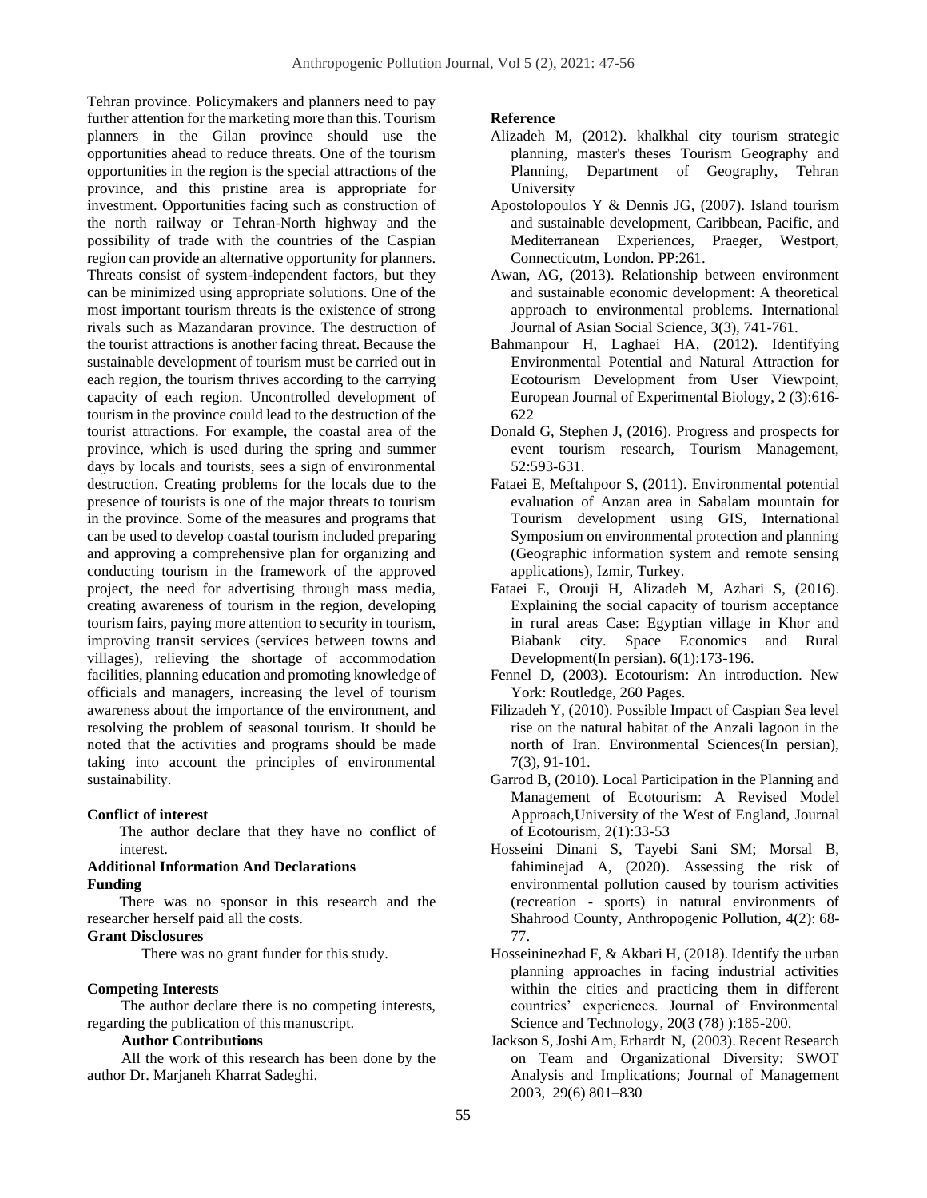Tehran province. Policymakers and planners need to pay further attention for the marketing more than this. Tourism planners in the Gilan province should use the opportunities ahead to reduce threats. One of the tourism opportunities in the region is the special attractions of the province, and this pristine area is appropriate for investment. Opportunities facing such as construction of the north railway or Tehran-North highway and the possibility of trade with the countries of the Caspian region can provide an alternative opportunity for planners. Threats consist of system-independent factors, but they can be minimized using appropriate solutions. One of the most important tourism threats is the existence of strong rivals such as Mazandaran province. The destruction of the tourist attractions is another facing threat. Because the sustainable development of tourism must be carried out in each region, the tourism thrives according to the carrying capacity of each region. Uncontrolled development of tourism in the province could lead to the destruction of the tourist attractions. For example, the coastal area of the province, which is used during the spring and summer days by locals and tourists, sees a sign of environmental destruction. Creating problems for the locals due to the presence of tourists is one of the major threats to tourism in the province. Some of the measures and programs that can be used to develop coastal tourism included preparing and approving a comprehensive plan for organizing and conducting tourism in the framework of the approved project, the need for advertising through mass media, creating awareness of tourism in the region, developing tourism fairs, paying more attention to security in tourism, improving transit services (services between towns and villages), relieving the shortage of accommodation facilities, planning education and promoting knowledge of officials and managers, increasing the level of tourism awareness about the importance of the environment, and resolving the problem of seasonal tourism. It should be noted that the activities and programs should be made taking into account the principles of environmental sustainability.

**Conflict of interest**

The author declare that they have no conflict of interest.

**Additional Information And Declarations**

**Funding**

There was no sponsor in this research and the researcher herself paid all the costs.

**Grant Disclosures**

There was no grant funder for this study.

**Competing Interests**

The author declare there is no competing interests, regarding the publication of this manuscript.

**Author Contributions**

All the work of this research has been done by the author Dr. Marjaneh Kharrat Sadeghi.

**Reference**

Alizadeh M, (2012). khalkhal city tourism strategic planning, master's theses Tourism Geography and Planning, Department of Geography, Tehran University

Apostolopoulos Y & Dennis JG, (2007). Island tourism and sustainable development, Caribbean, Pacific, and Mediterranean Experiences, Praeger, Westport, Connecticutm, London. PP:261.

Awan, AG, (2013). Relationship between environment and sustainable economic development: A theoretical approach to environmental problems. International Journal of Asian Social Science, 3(3), 741-761.

Bahmanpour H, Laghaei HA, (2012). Identifying Environmental Potential and Natural Attraction for Ecotourism Development from User Viewpoint, European Journal of Experimental Biology, 2 (3):616-622

Donald G, Stephen J, (2016). Progress and prospects for event tourism research, Tourism Management, 52:593-631.

Fataei E, Meftahpoor S, (2011). Environmental potential evaluation of Anzan area in Sabalam mountain for Tourism development using GIS, International Symposium on environmental protection and planning (Geographic information system and remote sensing applications), Izmir, Turkey.

Fataei E, Orouji H, Alizadeh M, Azhari S, (2016). Explaining the social capacity of tourism acceptance in rural areas Case: Egyptian village in Khor and Biabank city. Space Economics and Rural Development(In persian). 6(1):173-196.

Fennel D, (2003). Ecotourism: An introduction. New York: Routledge, 260 Pages.

Filizadeh Y, (2010). Possible Impact of Caspian Sea level rise on the natural habitat of the Anzali lagoon in the north of Iran. Environmental Sciences(In persian), 7(3), 91-101.

Garrod B, (2010). Local Participation in the Planning and Management of Ecotourism: A Revised Model Approach,University of the West of England, Journal of Ecotourism, 2(1):33-53

Hosseini Dinani S, Tayebi Sani SM; Morsal B, fahiminejad A, (2020). Assessing the risk of environmental pollution caused by tourism activities (recreation - sports) in natural environments of Shahrood County, Anthropogenic Pollution, 4(2): 68-77.

Hosseininezhad F, & Akbari H, (2018). Identify the urban planning approaches in facing industrial activities within the cities and practicing them in different countries' experiences. Journal of Environmental Science and Technology, 20(3 (78) ):185-200.

Jackson S, Joshi Am, Erhardt N, (2003). Recent Research on Team and Organizational Diversity: SWOT Analysis and Implications; Journal of Management 2003, 29(6) 801–830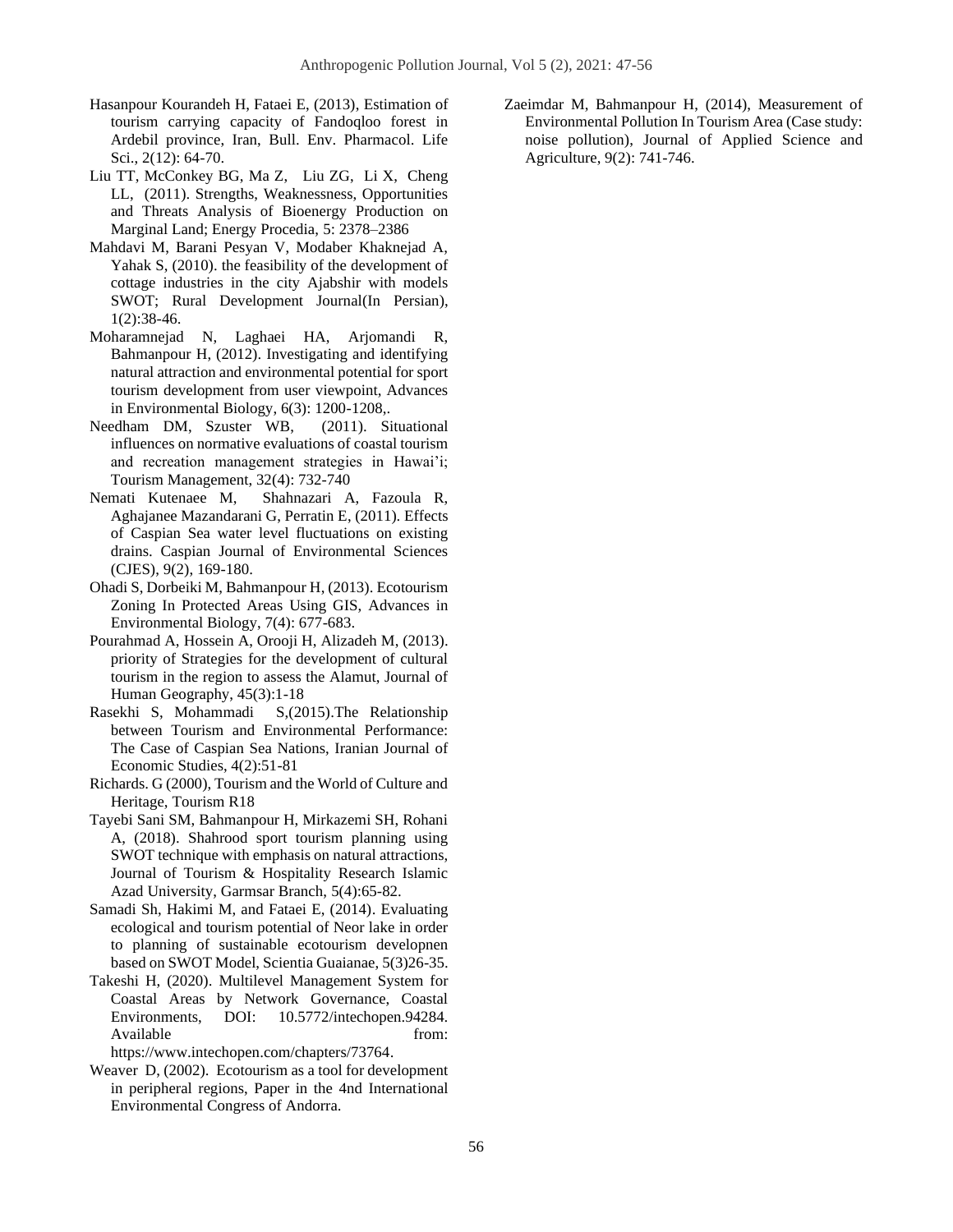Hasanpour Kourandeh H, Fataei E, (2013), Estimation of tourism carrying capacity of Fandoqloo forest in Ardebil province, Iran, Bull. Env. Pharmacol. Life Sci., 2(12): 64-70.

Liu TT, McConkey BG, Ma Z, Liu ZG, Li X, Cheng LL, (2011). Strengths, Weaknessness, Opportunities and Threats Analysis of Bioenergy Production on Marginal Land; Energy Procedia, 5: 2378–2386

Mahdavi M, Barani Pesyan V, Modaber Khaknejad A, Yahak S, (2010). the feasibility of the development of cottage industries in the city Ajabshir with models SWOT; Rural Development Journal(In Persian), 1(2):38-46.

Moharamnejad N, Laghaei HA, Arjomandi R, Bahmanpour H, (2012). Investigating and identifying natural attraction and environmental potential for sport tourism development from user viewpoint, Advances in Environmental Biology, 6(3): 1200-1208,.

Needham DM, Szuster WB, (2011). Situational influences on normative evaluations of coastal tourism and recreation management strategies in Hawai'i; Tourism Management, 32(4): 732-740

Nemati Kutenaee M, Shahnazari A, Fazoula R, Aghajanee Mazandarani G, Perratin E, (2011). Effects of Caspian Sea water level fluctuations on existing drains. Caspian Journal of Environmental Sciences (CJES), 9(2), 169-180.

Ohadi S, Dorbeiki M, Bahmanpour H, (2013). Ecotourism Zoning In Protected Areas Using GIS, Advances in Environmental Biology, 7(4): 677-683.

Pourahmad A, Hossein A, Orooji H, Alizadeh M, (2013). priority of Strategies for the development of cultural tourism in the region to assess the Alamut, Journal of Human Geography, 45(3):1-18

Rasekhi S, Mohammadi S,(2015).The Relationship between Tourism and Environmental Performance: The Case of Caspian Sea Nations, Iranian Journal of Economic Studies, 4(2):51-81

Richards. G (2000), Tourism and the World of Culture and Heritage, Tourism R18

Tayebi Sani SM, Bahmanpour H, Mirkazemi SH, Rohani A, (2018). Shahrood sport tourism planning using SWOT technique with emphasis on natural attractions, Journal of Tourism & Hospitality Research Islamic Azad University, Garmsar Branch, 5(4):65-82.

Samadi Sh, Hakimi M, and Fataei E, (2014). Evaluating ecological and tourism potential of Neor lake in order to planning of sustainable ecotourism developnen based on SWOT Model, Scientia Guaianae, 5(3)26-35.

Takeshi H, (2020). Multilevel Management System for Coastal Areas by Network Governance, Coastal Environments, DOI: 10.5772/intechopen.94284. Available from: https://www.intechopen.com/chapters/73764.

Weaver D, (2002). Ecotourism as a tool for development in peripheral regions, Paper in the 4nd International Environmental Congress of Andorra.

Zaeimdar M, Bahmanpour H, (2014), Measurement of Environmental Pollution In Tourism Area (Case study: noise pollution), Journal of Applied Science and Agriculture, 9(2): 741-746.